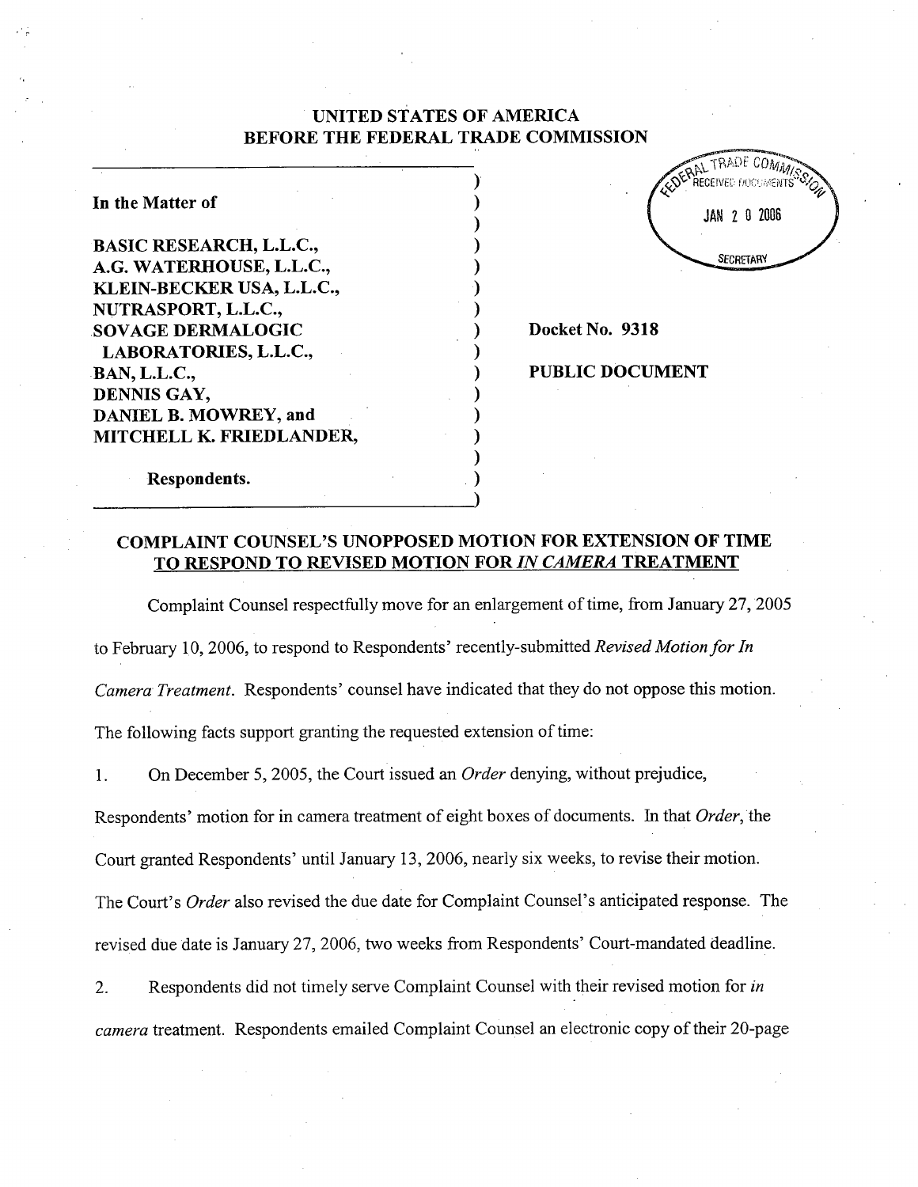**UNITED STATES OF AMERICA**
**BEFORE THE FEDERAL TRADE COMMISSION**

FEDERAL TRADE COMMISSION RECEIVED DOCUMENTS JAN 20 2006 SECRETARY

| | | |
|---|---|---|
| **In the Matter of** | ) | |
| | ) | |
| **BASIC RESEARCH, L.L.C.,** | ) | |
| **A.G. WATERHOUSE, L.L.C.,** | ) | |
| **KLEIN-BECKER USA, L.L.C.,** | ) | |
| **NUTRASPORT, L.L.C.,** | ) | |
| **SOVAGE DERMALOGIC** | ) | **Docket No. 9318** |
| **LABORATORIES, L.L.C.,** | ) | |
| **BAN, L.L.C.,** | ) | **PUBLIC DOCUMENT** |
| **DENNIS GAY,** | ) | |
| **DANIEL B. MOWREY, and** | ) | |
| **MITCHELL K. FRIEDLANDER,** | ) | |
| | ) | |
| **Respondents.** | ) | |

## COMPLAINT COUNSEL'S UNOPPOSED MOTION FOR EXTENSION OF TIME TO RESPOND TO REVISED MOTION FOR *IN CAMERA* TREATMENT

Complaint Counsel respectfully move for an enlargement of time, from January 27, 2005 to February 10, 2006, to respond to Respondents' recently-submitted *Revised Motion for In Camera Treatment*. Respondents' counsel have indicated that they do not oppose this motion. The following facts support granting the requested extension of time:

1. On December 5, 2005, the Court issued an *Order* denying, without prejudice, Respondents' motion for in camera treatment of eight boxes of documents. In that *Order*, the Court granted Respondents' until January 13, 2006, nearly six weeks, to revise their motion. The Court's *Order* also revised the due date for Complaint Counsel's anticipated response. The revised due date is January 27, 2006, two weeks from Respondents' Court-mandated deadline.

2. Respondents did not timely serve Complaint Counsel with their revised motion for *in camera* treatment. Respondents emailed Complaint Counsel an electronic copy of their 20-page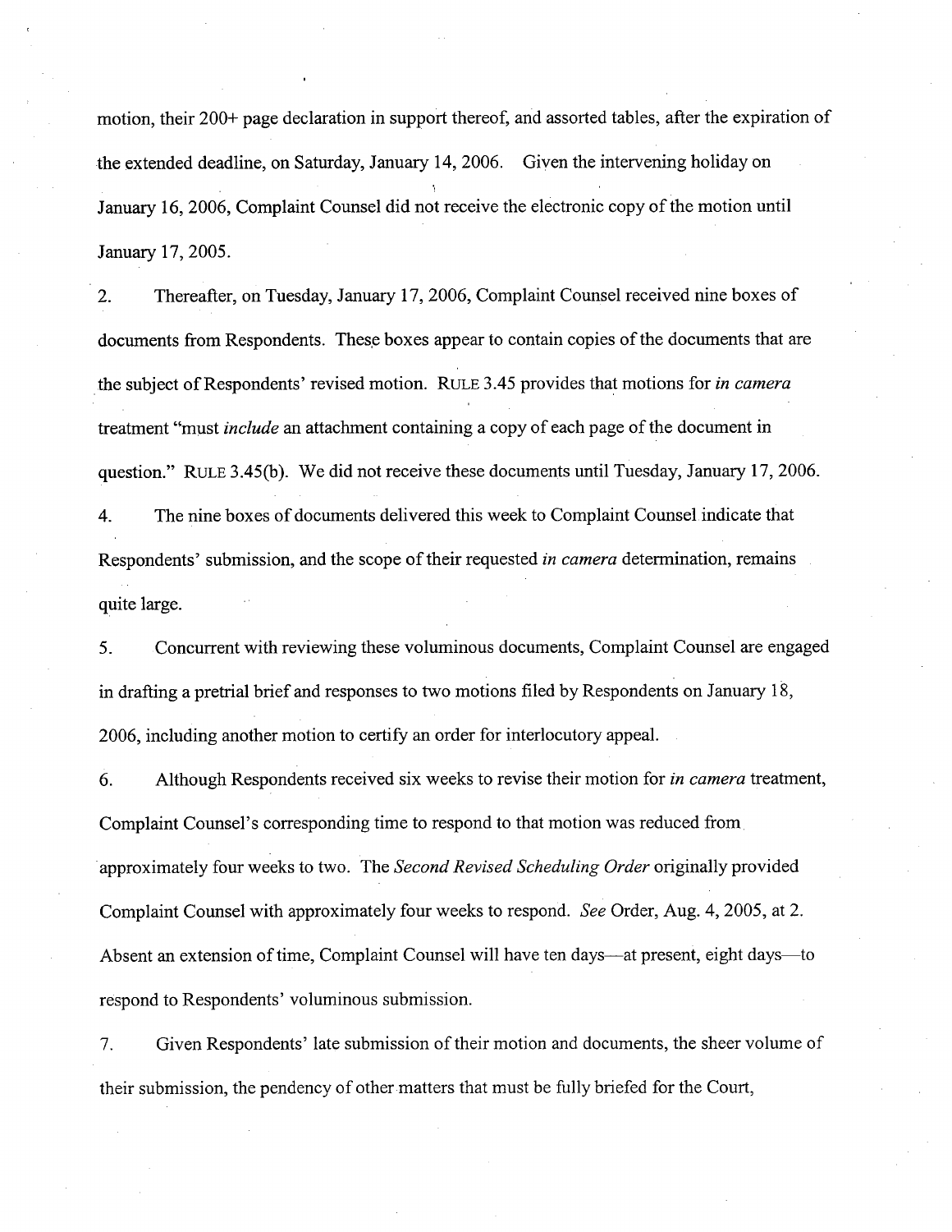motion, their 200+ page declaration in support thereof, and assorted tables, after the expiration of the extended deadline, on Saturday, January 14, 2006. Given the intervening holiday on January 16, 2006, Complaint Counsel did not receive the electronic copy of the motion until January 17, 2005.

2. Thereafter, on Tuesday, January 17, 2006, Complaint Counsel received nine boxes of documents from Respondents. These boxes appear to contain copies of the documents that are the subject of Respondents' revised motion. RULE 3.45 provides that motions for *in camera* treatment "must *include* an attachment containing a copy of each page of the document in question." RULE 3.45(b). We did not receive these documents until Tuesday, January 17, 2006.

4. The nine boxes of documents delivered this week to Complaint Counsel indicate that Respondents' submission, and the scope of their requested *in camera* determination, remains quite large.

5. Concurrent with reviewing these voluminous documents, Complaint Counsel are engaged in drafting a pretrial brief and responses to two motions filed by Respondents on January 18, 2006, including another motion to certify an order for interlocutory appeal.

6. Although Respondents received six weeks to revise their motion for *in camera* treatment, Complaint Counsel's corresponding time to respond to that motion was reduced from approximately four weeks to two. The *Second Revised Scheduling Order* originally provided Complaint Counsel with approximately four weeks to respond. *See* Order, Aug. 4, 2005, at 2. Absent an extension of time, Complaint Counsel will have ten days—at present, eight days—to respond to Respondents' voluminous submission.

7. Given Respondents' late submission of their motion and documents, the sheer volume of their submission, the pendency of other matters that must be fully briefed for the Court,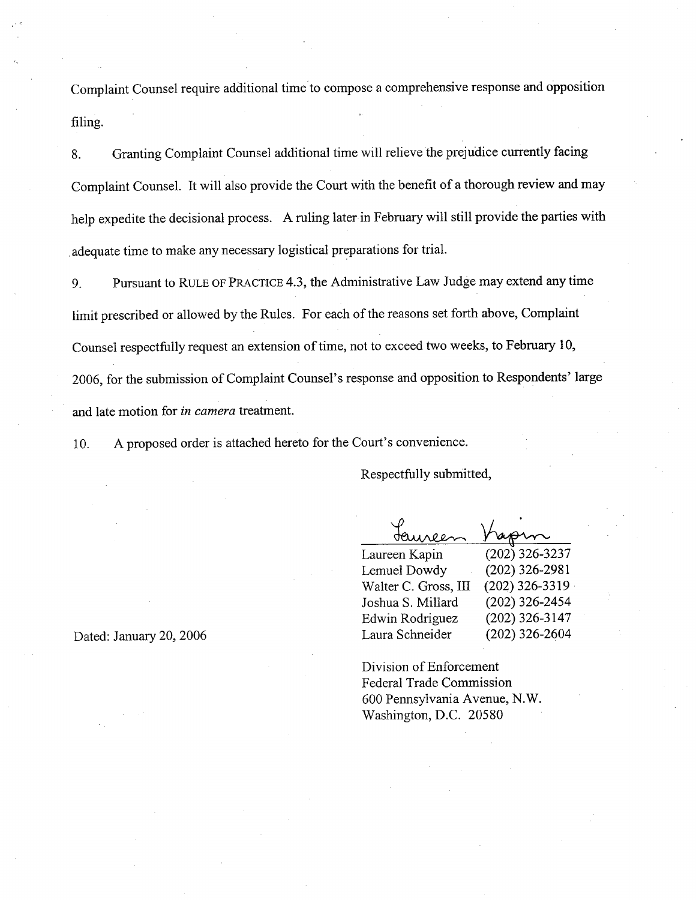Complaint Counsel require additional time to compose a comprehensive response and opposition filing.

8. Granting Complaint Counsel additional time will relieve the prejudice currently facing Complaint Counsel. It will also provide the Court with the benefit of a thorough review and may help expedite the decisional process. A ruling later in February will still provide the parties with adequate time to make any necessary logistical preparations for trial.

9. Pursuant to RULE OF PRACTICE 4.3, the Administrative Law Judge may extend any time limit prescribed or allowed by the Rules. For each of the reasons set forth above, Complaint Counsel respectfully request an extension of time, not to exceed two weeks, to February 10, 2006, for the submission of Complaint Counsel's response and opposition to Respondents' large and late motion for *in camera* treatment.

10. A proposed order is attached hereto for the Court's convenience.

Respectfully submitted,

Laureen Kapin

| | |
|---|---|
| Laureen Kapin | (202) 326-3237 |
| Lemuel Dowdy | (202) 326-2981 |
| Walter C. Gross, III | (202) 326-3319 |
| Joshua S. Millard | (202) 326-2454 |
| Edwin Rodriguez | (202) 326-3147 |
| Laura Schneider | (202) 326-2604 |

Dated: January 20, 2006

Division of Enforcement
Federal Trade Commission
600 Pennsylvania Avenue, N.W.
Washington, D.C. 20580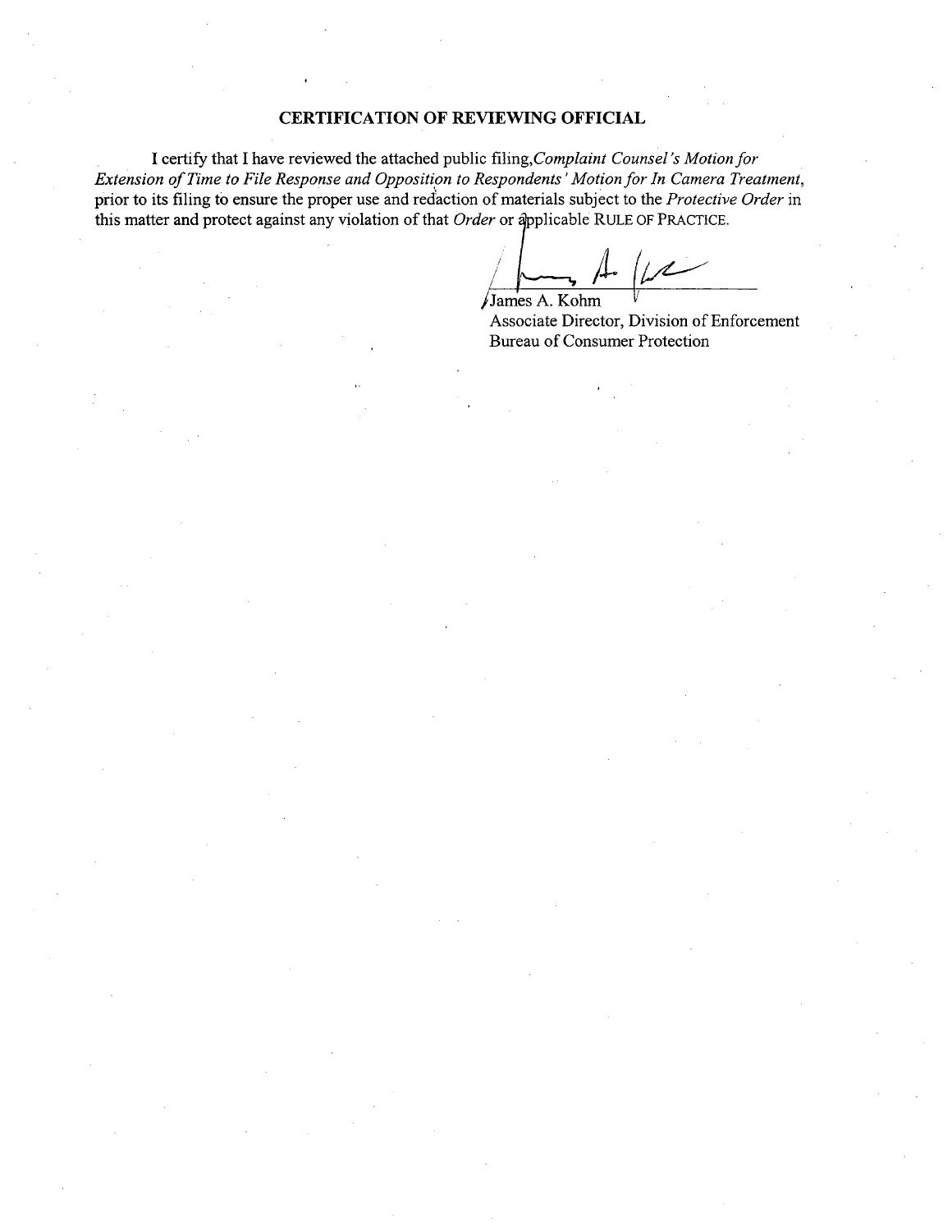## CERTIFICATION OF REVIEWING OFFICIAL

I certify that I have reviewed the attached public filing, *Complaint Counsel's Motion for Extension of Time to File Response and Opposition to Respondents' Motion for In Camera Treatment*, prior to its filing to ensure the proper use and redaction of materials subject to the *Protective Order* in this matter and protect against any violation of that *Order* or applicable RULE OF PRACTICE.

James A. Kohm
Associate Director, Division of Enforcement
Bureau of Consumer Protection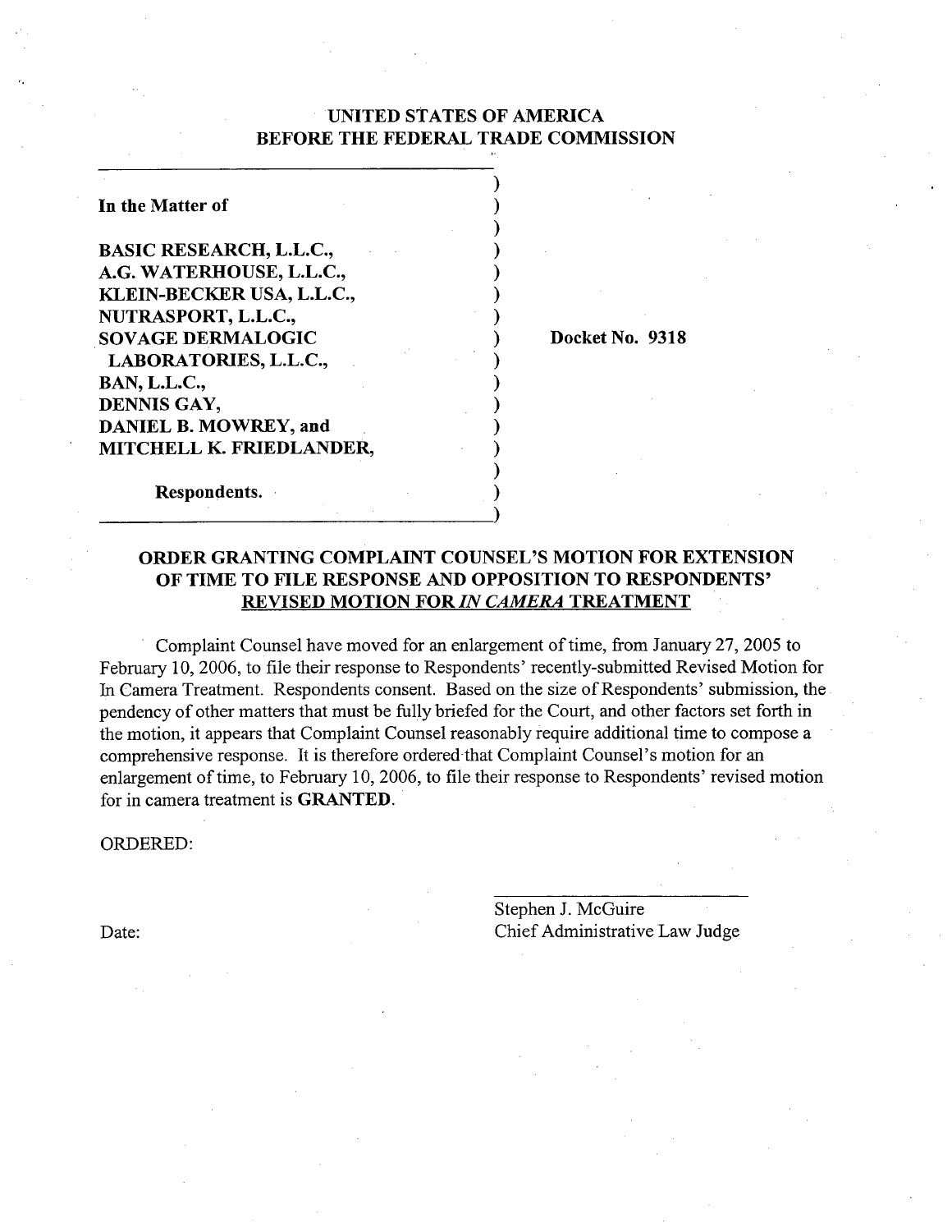# UNITED STATES OF AMERICA
# BEFORE THE FEDERAL TRADE COMMISSION

In the Matter of

**BASIC RESEARCH, L.L.C.,**
**A.G. WATERHOUSE, L.L.C.,**
**KLEIN-BECKER USA, L.L.C.,**
**NUTRASPORT, L.L.C.,**
**SOVAGE DERMALOGIC LABORATORIES, L.L.C.,**
**BAN, L.L.C.,**
**DENNIS GAY,**
**DANIEL B. MOWREY, and**
**MITCHELL K. FRIEDLANDER,**

**Respondents.**

**Docket No. 9318**

## ORDER GRANTING COMPLAINT COUNSEL'S MOTION FOR EXTENSION OF TIME TO FILE RESPONSE AND OPPOSITION TO RESPONDENTS' REVISED MOTION FOR *IN CAMERA* TREATMENT

Complaint Counsel have moved for an enlargement of time, from January 27, 2005 to February 10, 2006, to file their response to Respondents' recently-submitted Revised Motion for In Camera Treatment. Respondents consent. Based on the size of Respondents' submission, the pendency of other matters that must be fully briefed for the Court, and other factors set forth in the motion, it appears that Complaint Counsel reasonably require additional time to compose a comprehensive response. It is therefore ordered that Complaint Counsel's motion for an enlargement of time, to February 10, 2006, to file their response to Respondents' revised motion for in camera treatment is **GRANTED**.

ORDERED:

Stephen J. McGuire
Chief Administrative Law Judge

Date: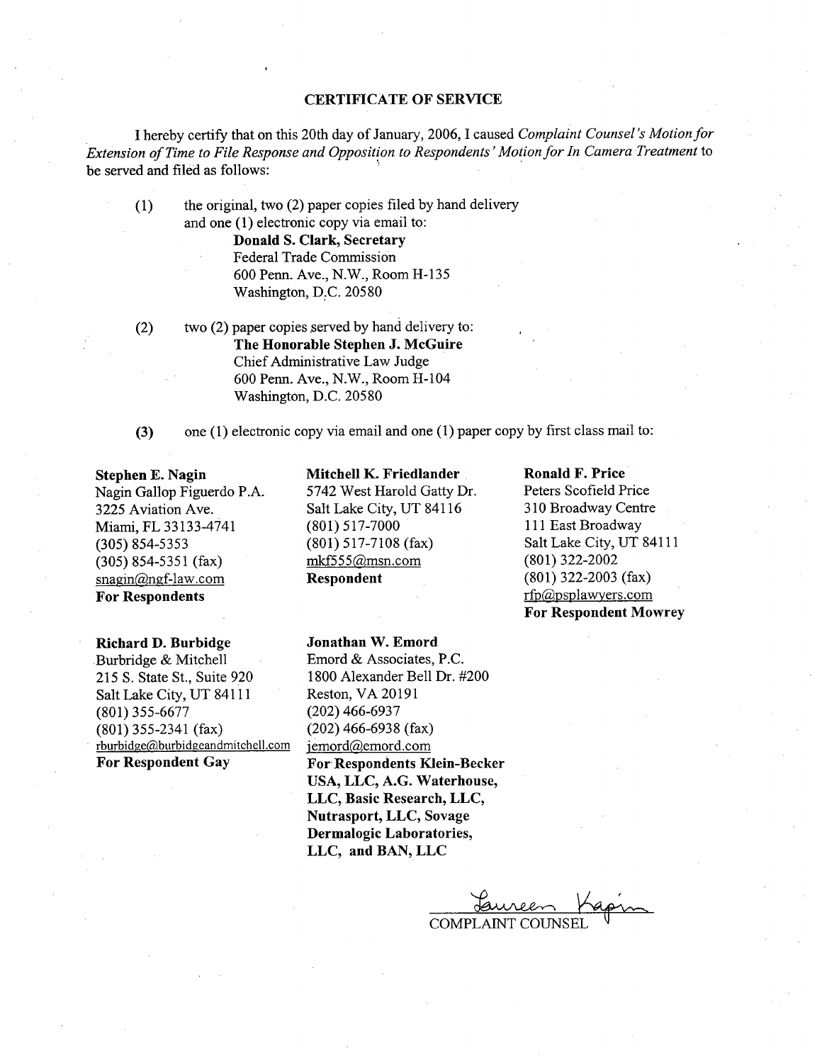**CERTIFICATE OF SERVICE**

I hereby certify that on this 20th day of January, 2006, I caused *Complaint Counsel's Motion for Extension of Time to File Response and Opposition to Respondents' Motion for In Camera Treatment* to be served and filed as follows:

(1) the original, two (2) paper copies filed by hand delivery and one (1) electronic copy via email to:

**Donald S. Clark, Secretary**
Federal Trade Commission
600 Penn. Ave., N.W., Room H-135
Washington, D.C. 20580

(2) two (2) paper copies served by hand delivery to:

**The Honorable Stephen J. McGuire**
Chief Administrative Law Judge
600 Penn. Ave., N.W., Room H-104
Washington, D.C. 20580

(3) one (1) electronic copy via email and one (1) paper copy by first class mail to:

**Stephen E. Nagin**
Nagin Gallop Figuerdo P.A.
3225 Aviation Ave.
Miami, FL 33133-4741
(305) 854-5353
(305) 854-5351 (fax)
snagin@ngf-law.com
**For Respondents**

**Mitchell K. Friedlander**
5742 West Harold Gatty Dr.
Salt Lake City, UT 84116
(801) 517-7000
(801) 517-7108 (fax)
mkf555@msn.com
**Respondent**

**Ronald F. Price**
Peters Scofield Price
310 Broadway Centre
111 East Broadway
Salt Lake City, UT 84111
(801) 322-2002
(801) 322-2003 (fax)
rfp@psplawyers.com
**For Respondent Mowrey**

**Richard D. Burbidge**
Burbridge & Mitchell
215 S. State St., Suite 920
Salt Lake City, UT 84111
(801) 355-6677
(801) 355-2341 (fax)
rburbidge@burbidgeandmitchell.com
**For Respondent Gay**

**Jonathan W. Emord**
Emord & Associates, P.C.
1800 Alexander Bell Dr. #200
Reston, VA 20191
(202) 466-6937
(202) 466-6938 (fax)
jemord@emord.com
**For Respondents Klein-Becker USA, LLC, A.G. Waterhouse, LLC, Basic Research, LLC, Nutrasport, LLC, Sovage Dermalogic Laboratories, LLC, and BAN, LLC**

Laureen Kapin
COMPLAINT COUNSEL